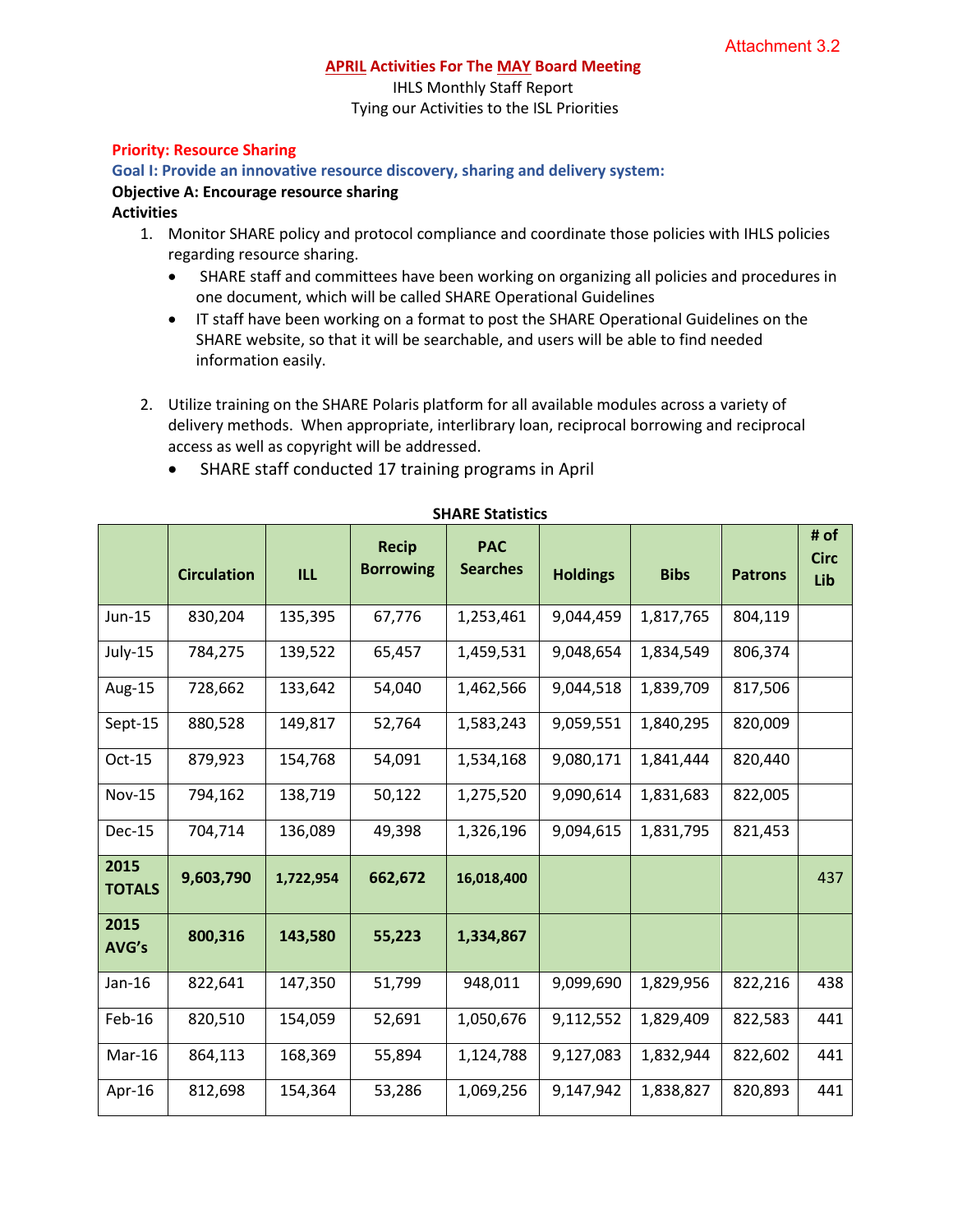Attachment 3.2

**APRIL Activities For The MAY Board Meeting**

IHLS Monthly Staff Report

Tying our Activities to the ISL Priorities

**Priority: Resource Sharing**

**Goal I: Provide an innovative resource discovery, sharing and delivery system:**

**Objective A: Encourage resource sharing**

**Activities**

1. Monitor SHARE policy and protocol compliance and coordinate those policies with IHLS policies regarding resource sharing.
   - SHARE staff and committees have been working on organizing all policies and procedures in one document, which will be called SHARE Operational Guidelines
   - IT staff have been working on a format to post the SHARE Operational Guidelines on the SHARE website, so that it will be searchable, and users will be able to find needed information easily.

2. Utilize training on the SHARE Polaris platform for all available modules across a variety of delivery methods. When appropriate, interlibrary loan, reciprocal borrowing and reciprocal access as well as copyright will be addressed.
   - SHARE staff conducted 17 training programs in April

**SHARE Statistics**

| | Circulation | ILL | Recip Borrowing | PAC Searches | Holdings | Bibs | Patrons | # of Circ Lib |
|---|---|---|---|---|---|---|---|---|
| Jun-15 | 830,204 | 135,395 | 67,776 | 1,253,461 | 9,044,459 | 1,817,765 | 804,119 | |
| July-15 | 784,275 | 139,522 | 65,457 | 1,459,531 | 9,048,654 | 1,834,549 | 806,374 | |
| Aug-15 | 728,662 | 133,642 | 54,040 | 1,462,566 | 9,044,518 | 1,839,709 | 817,506 | |
| Sept-15 | 880,528 | 149,817 | 52,764 | 1,583,243 | 9,059,551 | 1,840,295 | 820,009 | |
| Oct-15 | 879,923 | 154,768 | 54,091 | 1,534,168 | 9,080,171 | 1,841,444 | 820,440 | |
| Nov-15 | 794,162 | 138,719 | 50,122 | 1,275,520 | 9,090,614 | 1,831,683 | 822,005 | |
| Dec-15 | 704,714 | 136,089 | 49,398 | 1,326,196 | 9,094,615 | 1,831,795 | 821,453 | |
| **2015 TOTALS** | **9,603,790** | **1,722,954** | **662,672** | **16,018,400** | | | | 437 |
| **2015 AVG's** | **800,316** | **143,580** | **55,223** | **1,334,867** | | | | |
| Jan-16 | 822,641 | 147,350 | 51,799 | 948,011 | 9,099,690 | 1,829,956 | 822,216 | 438 |
| Feb-16 | 820,510 | 154,059 | 52,691 | 1,050,676 | 9,112,552 | 1,829,409 | 822,583 | 441 |
| Mar-16 | 864,113 | 168,369 | 55,894 | 1,124,788 | 9,127,083 | 1,832,944 | 822,602 | 441 |
| Apr-16 | 812,698 | 154,364 | 53,286 | 1,069,256 | 9,147,942 | 1,838,827 | 820,893 | 441 |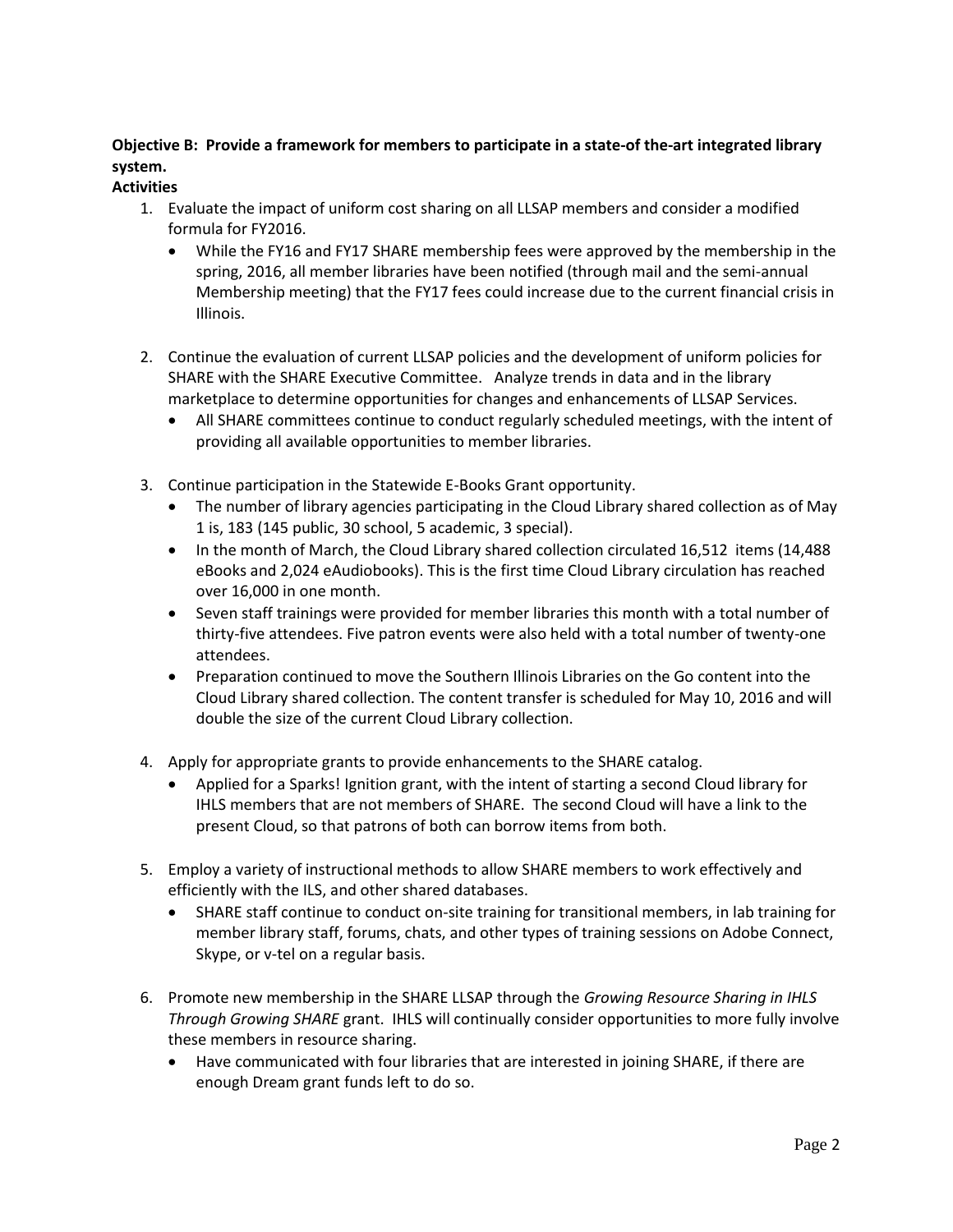**Objective B: Provide a framework for members to participate in a state-of the-art integrated library system.**

**Activities**

1. Evaluate the impact of uniform cost sharing on all LLSAP members and consider a modified formula for FY2016.
    - While the FY16 and FY17 SHARE membership fees were approved by the membership in the spring, 2016, all member libraries have been notified (through mail and the semi-annual Membership meeting) that the FY17 fees could increase due to the current financial crisis in Illinois.

2. Continue the evaluation of current LLSAP policies and the development of uniform policies for SHARE with the SHARE Executive Committee. Analyze trends in data and in the library marketplace to determine opportunities for changes and enhancements of LLSAP Services.
    - All SHARE committees continue to conduct regularly scheduled meetings, with the intent of providing all available opportunities to member libraries.

3. Continue participation in the Statewide E-Books Grant opportunity.
    - The number of library agencies participating in the Cloud Library shared collection as of May 1 is, 183 (145 public, 30 school, 5 academic, 3 special).
    - In the month of March, the Cloud Library shared collection circulated 16,512 items (14,488 eBooks and 2,024 eAudiobooks). This is the first time Cloud Library circulation has reached over 16,000 in one month.
    - Seven staff trainings were provided for member libraries this month with a total number of thirty-five attendees. Five patron events were also held with a total number of twenty-one attendees.
    - Preparation continued to move the Southern Illinois Libraries on the Go content into the Cloud Library shared collection. The content transfer is scheduled for May 10, 2016 and will double the size of the current Cloud Library collection.

4. Apply for appropriate grants to provide enhancements to the SHARE catalog.
    - Applied for a Sparks! Ignition grant, with the intent of starting a second Cloud library for IHLS members that are not members of SHARE. The second Cloud will have a link to the present Cloud, so that patrons of both can borrow items from both.

5. Employ a variety of instructional methods to allow SHARE members to work effectively and efficiently with the ILS, and other shared databases.
    - SHARE staff continue to conduct on-site training for transitional members, in lab training for member library staff, forums, chats, and other types of training sessions on Adobe Connect, Skype, or v-tel on a regular basis.

6. Promote new membership in the SHARE LLSAP through the *Growing Resource Sharing in IHLS Through Growing SHARE* grant. IHLS will continually consider opportunities to more fully involve these members in resource sharing.
    - Have communicated with four libraries that are interested in joining SHARE, if there are enough Dream grant funds left to do so.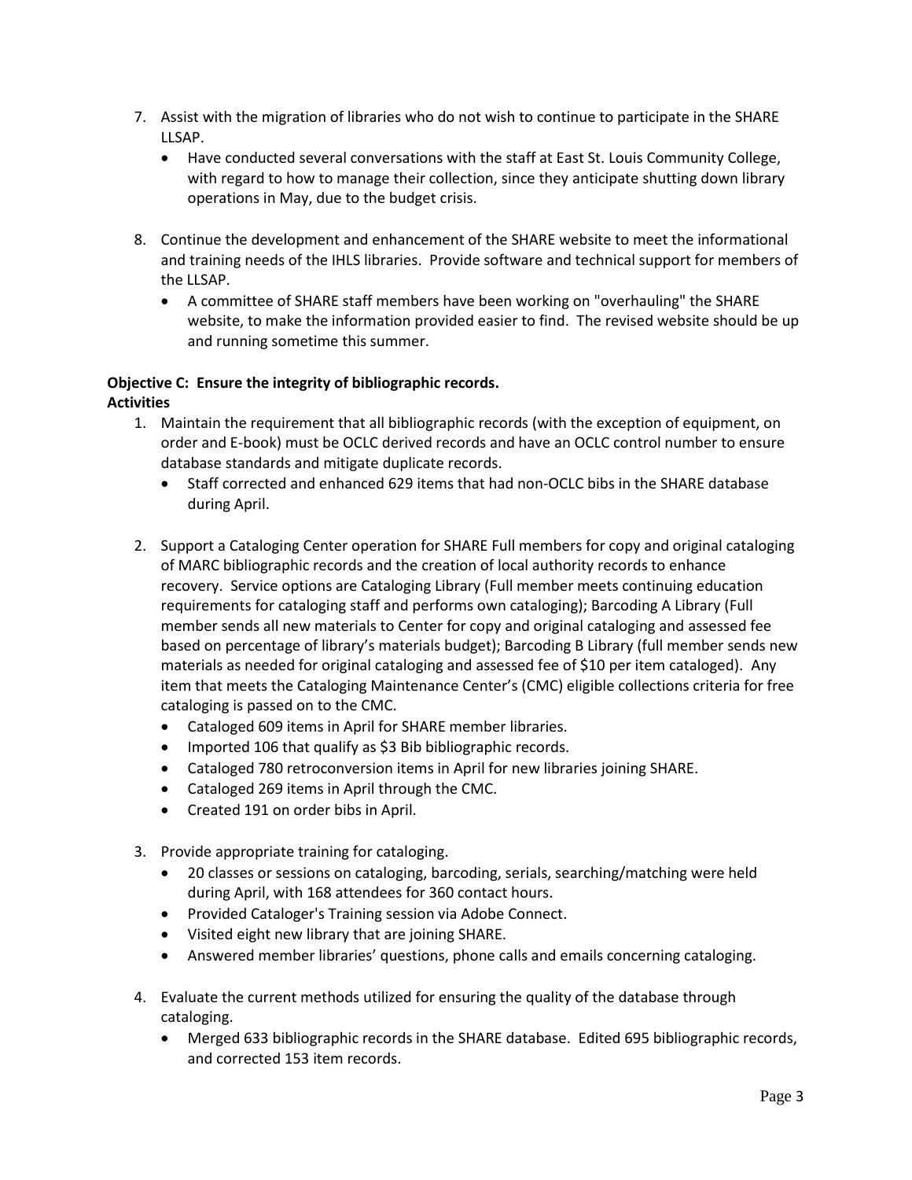7. Assist with the migration of libraries who do not wish to continue to participate in the SHARE LLSAP.
   - Have conducted several conversations with the staff at East St. Louis Community College, with regard to how to manage their collection, since they anticipate shutting down library operations in May, due to the budget crisis.

8. Continue the development and enhancement of the SHARE website to meet the informational and training needs of the IHLS libraries. Provide software and technical support for members of the LLSAP.
   - A committee of SHARE staff members have been working on "overhauling" the SHARE website, to make the information provided easier to find. The revised website should be up and running sometime this summer.

**Objective C: Ensure the integrity of bibliographic records.**
**Activities**

1. Maintain the requirement that all bibliographic records (with the exception of equipment, on order and E-book) must be OCLC derived records and have an OCLC control number to ensure database standards and mitigate duplicate records.
   - Staff corrected and enhanced 629 items that had non-OCLC bibs in the SHARE database during April.

2. Support a Cataloging Center operation for SHARE Full members for copy and original cataloging of MARC bibliographic records and the creation of local authority records to enhance recovery. Service options are Cataloging Library (Full member meets continuing education requirements for cataloging staff and performs own cataloging); Barcoding A Library (Full member sends all new materials to Center for copy and original cataloging and assessed fee based on percentage of library's materials budget); Barcoding B Library (full member sends new materials as needed for original cataloging and assessed fee of $10 per item cataloged). Any item that meets the Cataloging Maintenance Center's (CMC) eligible collections criteria for free cataloging is passed on to the CMC.
   - Cataloged 609 items in April for SHARE member libraries.
   - Imported 106 that qualify as $3 Bib bibliographic records.
   - Cataloged 780 retroconversion items in April for new libraries joining SHARE.
   - Cataloged 269 items in April through the CMC.
   - Created 191 on order bibs in April.

3. Provide appropriate training for cataloging.
   - 20 classes or sessions on cataloging, barcoding, serials, searching/matching were held during April, with 168 attendees for 360 contact hours.
   - Provided Cataloger's Training session via Adobe Connect.
   - Visited eight new library that are joining SHARE.
   - Answered member libraries' questions, phone calls and emails concerning cataloging.

4. Evaluate the current methods utilized for ensuring the quality of the database through cataloging.
   - Merged 633 bibliographic records in the SHARE database. Edited 695 bibliographic records, and corrected 153 item records.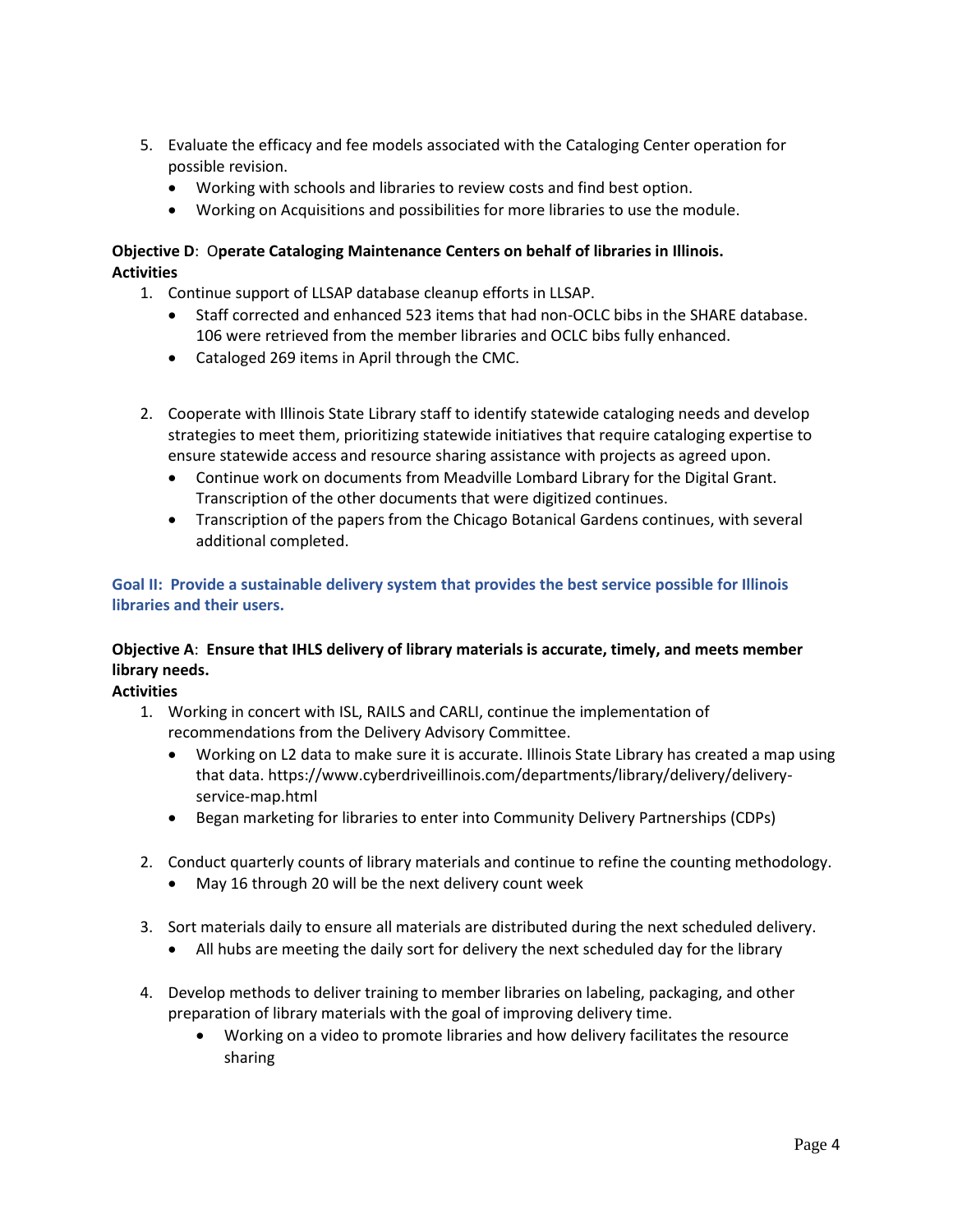5. Evaluate the efficacy and fee models associated with the Cataloging Center operation for possible revision.
   - Working with schools and libraries to review costs and find best option.
   - Working on Acquisitions and possibilities for more libraries to use the module.

**Objective D**: **Operate Cataloging Maintenance Centers on behalf of libraries in Illinois.**
**Activities**

1. Continue support of LLSAP database cleanup efforts in LLSAP.
   - Staff corrected and enhanced 523 items that had non-OCLC bibs in the SHARE database. 106 were retrieved from the member libraries and OCLC bibs fully enhanced.
   - Cataloged 269 items in April through the CMC.

2. Cooperate with Illinois State Library staff to identify statewide cataloging needs and develop strategies to meet them, prioritizing statewide initiatives that require cataloging expertise to ensure statewide access and resource sharing assistance with projects as agreed upon.
   - Continue work on documents from Meadville Lombard Library for the Digital Grant. Transcription of the other documents that were digitized continues.
   - Transcription of the papers from the Chicago Botanical Gardens continues, with several additional completed.

## Goal II: Provide a sustainable delivery system that provides the best service possible for Illinois libraries and their users.

**Objective A**: **Ensure that IHLS delivery of library materials is accurate, timely, and meets member library needs.**
**Activities**

1. Working in concert with ISL, RAILS and CARLI, continue the implementation of recommendations from the Delivery Advisory Committee.
   - Working on L2 data to make sure it is accurate. Illinois State Library has created a map using that data. https://www.cyberdriveillinois.com/departments/library/delivery/delivery-service-map.html
   - Began marketing for libraries to enter into Community Delivery Partnerships (CDPs)

2. Conduct quarterly counts of library materials and continue to refine the counting methodology.
   - May 16 through 20 will be the next delivery count week

3. Sort materials daily to ensure all materials are distributed during the next scheduled delivery.
   - All hubs are meeting the daily sort for delivery the next scheduled day for the library

4. Develop methods to deliver training to member libraries on labeling, packaging, and other preparation of library materials with the goal of improving delivery time.
   - Working on a video to promote libraries and how delivery facilitates the resource sharing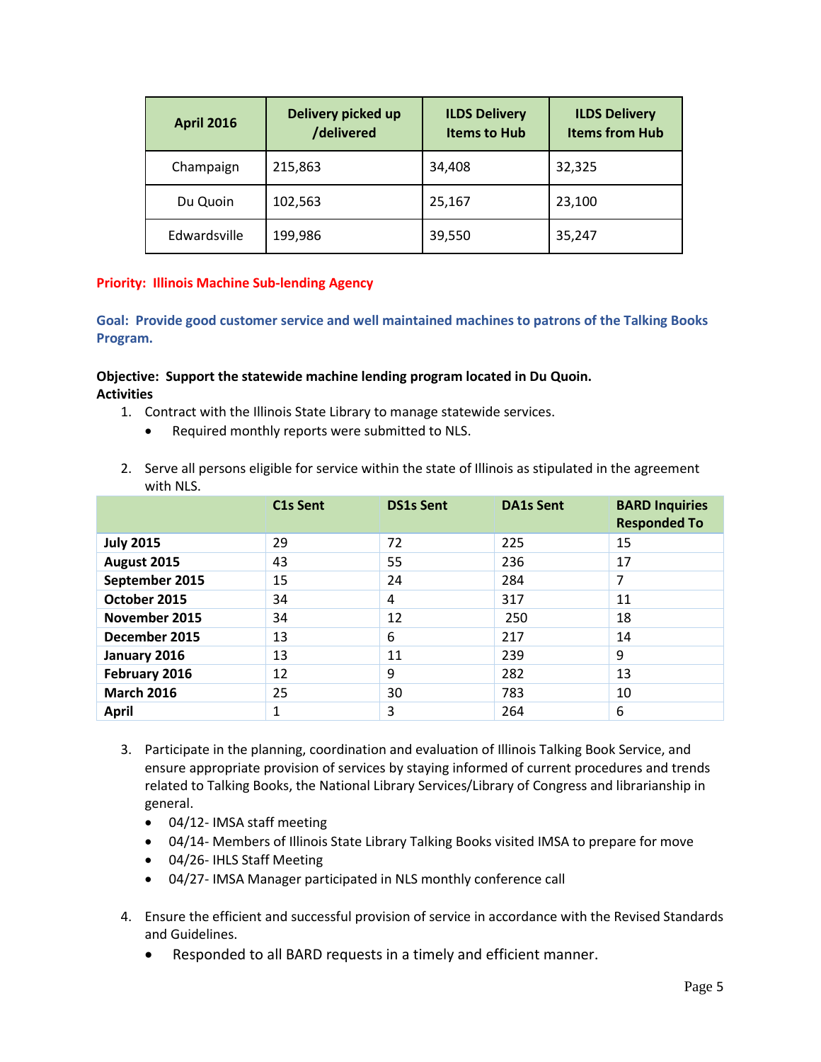| April 2016 | Delivery picked up /delivered | ILDS Delivery Items to Hub | ILDS Delivery Items from Hub |
|---|---|---|---|
| Champaign | 215,863 | 34,408 | 32,325 |
| Du Quoin | 102,563 | 25,167 | 23,100 |
| Edwardsville | 199,986 | 39,550 | 35,247 |

**Priority: Illinois Machine Sub-lending Agency**

**Goal: Provide good customer service and well maintained machines to patrons of the Talking Books Program.**

**Objective: Support the statewide machine lending program located in Du Quoin.**
**Activities**

1. Contract with the Illinois State Library to manage statewide services.
   - Required monthly reports were submitted to NLS.

2. Serve all persons eligible for service within the state of Illinois as stipulated in the agreement with NLS.

| | C1s Sent | DS1s Sent | DA1s Sent | BARD Inquiries Responded To |
|---|---|---|---|---|
| **July 2015** | 29 | 72 | 225 | 15 |
| **August 2015** | 43 | 55 | 236 | 17 |
| **September 2015** | 15 | 24 | 284 | 7 |
| **October 2015** | 34 | 4 | 317 | 11 |
| **November 2015** | 34 | 12 | 250 | 18 |
| **December 2015** | 13 | 6 | 217 | 14 |
| **January 2016** | 13 | 11 | 239 | 9 |
| **February 2016** | 12 | 9 | 282 | 13 |
| **March 2016** | 25 | 30 | 783 | 10 |
| **April** | 1 | 3 | 264 | 6 |

3. Participate in the planning, coordination and evaluation of Illinois Talking Book Service, and ensure appropriate provision of services by staying informed of current procedures and trends related to Talking Books, the National Library Services/Library of Congress and librarianship in general.
   - 04/12- IMSA staff meeting
   - 04/14- Members of Illinois State Library Talking Books visited IMSA to prepare for move
   - 04/26- IHLS Staff Meeting
   - 04/27- IMSA Manager participated in NLS monthly conference call

4. Ensure the efficient and successful provision of service in accordance with the Revised Standards and Guidelines.
   - Responded to all BARD requests in a timely and efficient manner.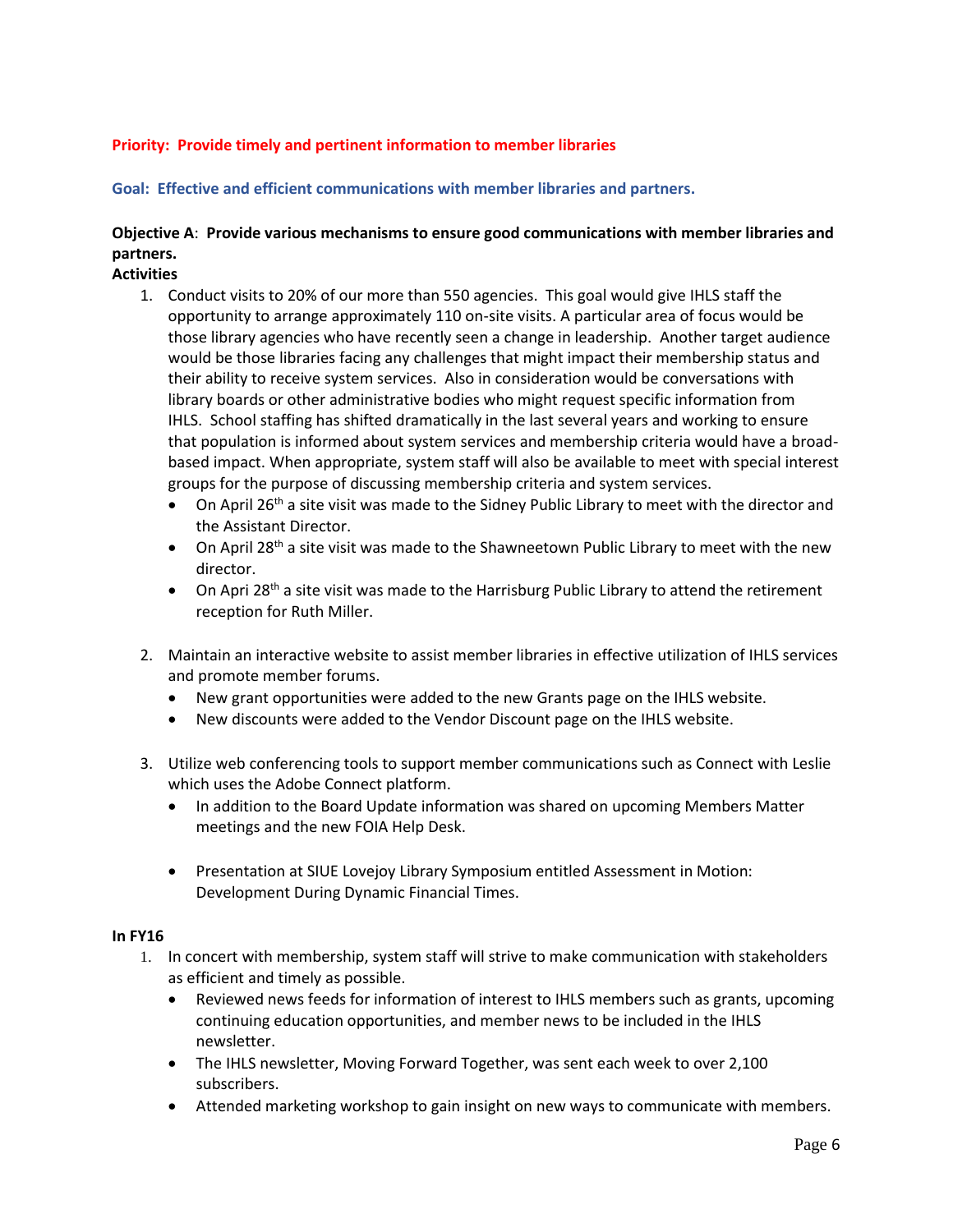**Priority: Provide timely and pertinent information to member libraries**

**Goal: Effective and efficient communications with member libraries and partners.**

**Objective A**: **Provide various mechanisms to ensure good communications with member libraries and partners.**

**Activities**

1. Conduct visits to 20% of our more than 550 agencies. This goal would give IHLS staff the opportunity to arrange approximately 110 on-site visits. A particular area of focus would be those library agencies who have recently seen a change in leadership. Another target audience would be those libraries facing any challenges that might impact their membership status and their ability to receive system services. Also in consideration would be conversations with library boards or other administrative bodies who might request specific information from IHLS. School staffing has shifted dramatically in the last several years and working to ensure that population is informed about system services and membership criteria would have a broad-based impact. When appropriate, system staff will also be available to meet with special interest groups for the purpose of discussing membership criteria and system services.
   - On April 26th a site visit was made to the Sidney Public Library to meet with the director and the Assistant Director.
   - On April 28th a site visit was made to the Shawneetown Public Library to meet with the new director.
   - On Apri 28th a site visit was made to the Harrisburg Public Library to attend the retirement reception for Ruth Miller.

2. Maintain an interactive website to assist member libraries in effective utilization of IHLS services and promote member forums.
   - New grant opportunities were added to the new Grants page on the IHLS website.
   - New discounts were added to the Vendor Discount page on the IHLS website.

3. Utilize web conferencing tools to support member communications such as Connect with Leslie which uses the Adobe Connect platform.
   - In addition to the Board Update information was shared on upcoming Members Matter meetings and the new FOIA Help Desk.

   - Presentation at SIUE Lovejoy Library Symposium entitled Assessment in Motion: Development During Dynamic Financial Times.

**In FY16**

1. In concert with membership, system staff will strive to make communication with stakeholders as efficient and timely as possible.
   - Reviewed news feeds for information of interest to IHLS members such as grants, upcoming continuing education opportunities, and member news to be included in the IHLS newsletter.
   - The IHLS newsletter, Moving Forward Together, was sent each week to over 2,100 subscribers.
   - Attended marketing workshop to gain insight on new ways to communicate with members.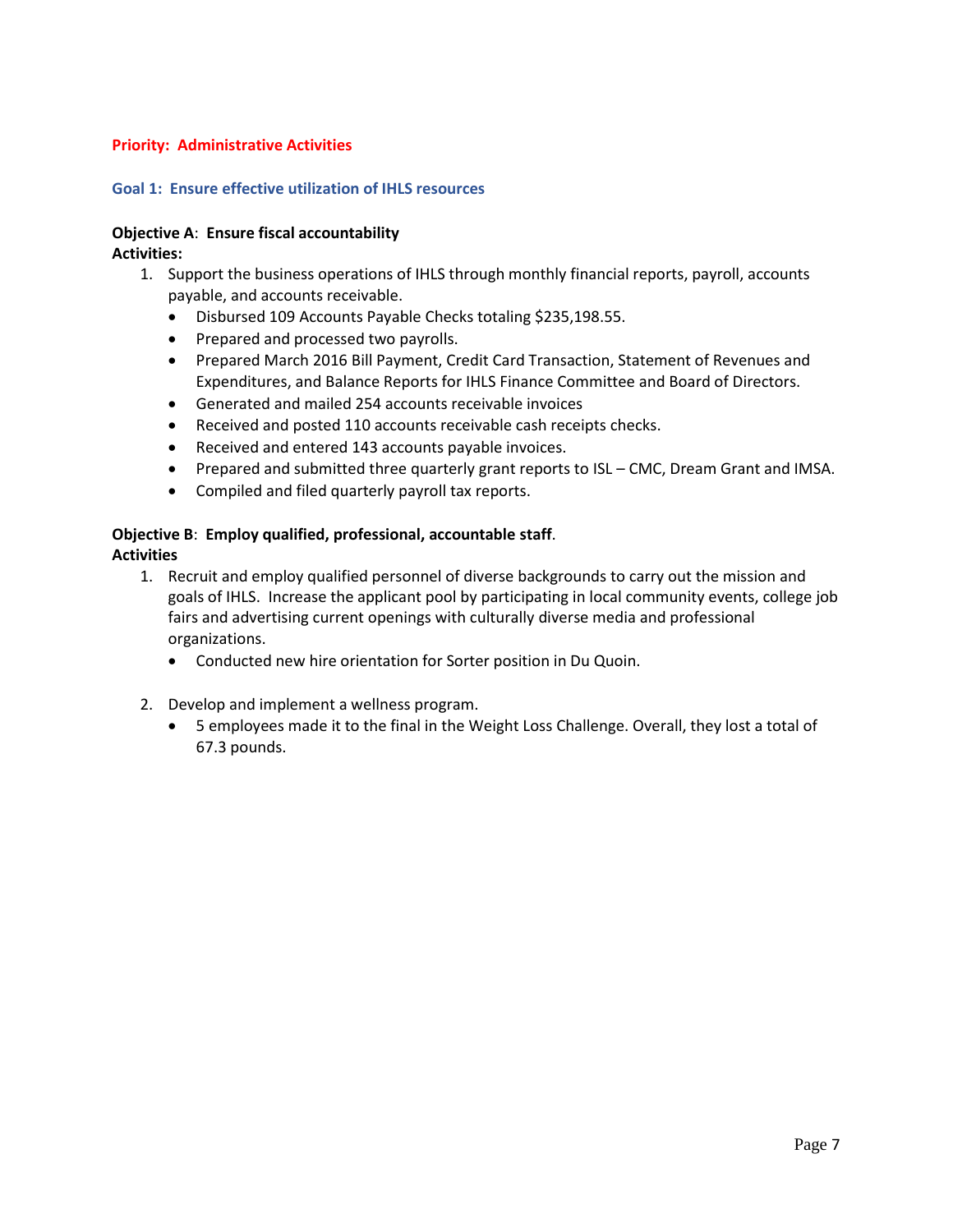## Priority: Administrative Activities

### Goal 1: Ensure effective utilization of IHLS resources

**Objective A**: **Ensure fiscal accountability**
**Activities:**

1. Support the business operations of IHLS through monthly financial reports, payroll, accounts payable, and accounts receivable.
   - Disbursed 109 Accounts Payable Checks totaling $235,198.55.
   - Prepared and processed two payrolls.
   - Prepared March 2016 Bill Payment, Credit Card Transaction, Statement of Revenues and Expenditures, and Balance Reports for IHLS Finance Committee and Board of Directors.
   - Generated and mailed 254 accounts receivable invoices
   - Received and posted 110 accounts receivable cash receipts checks.
   - Received and entered 143 accounts payable invoices.
   - Prepared and submitted three quarterly grant reports to ISL – CMC, Dream Grant and IMSA.
   - Compiled and filed quarterly payroll tax reports.

**Objective B**: **Employ qualified, professional, accountable staff**.
**Activities**

1. Recruit and employ qualified personnel of diverse backgrounds to carry out the mission and goals of IHLS. Increase the applicant pool by participating in local community events, college job fairs and advertising current openings with culturally diverse media and professional organizations.
   - Conducted new hire orientation for Sorter position in Du Quoin.

2. Develop and implement a wellness program.
   - 5 employees made it to the final in the Weight Loss Challenge. Overall, they lost a total of 67.3 pounds.